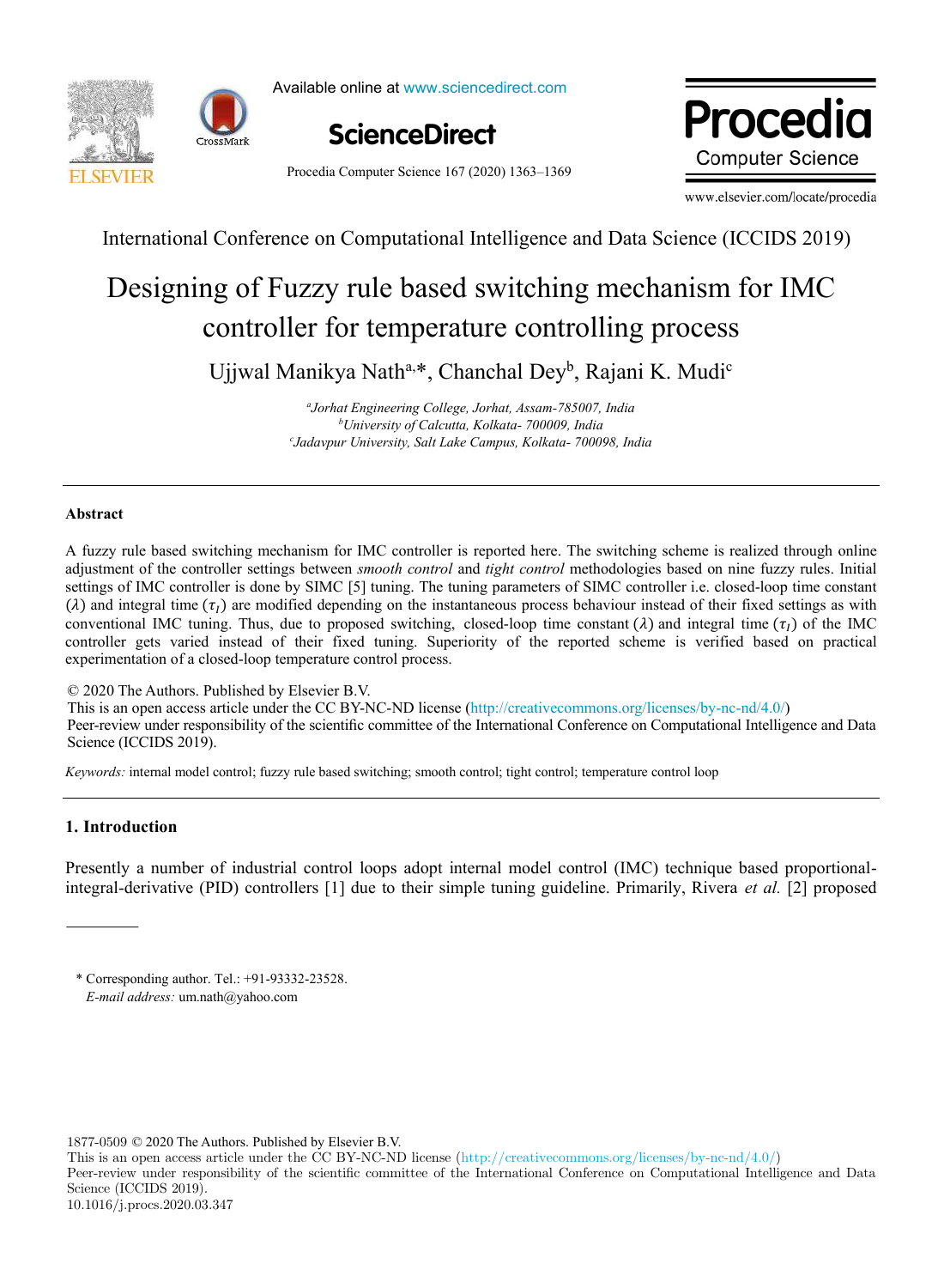International Conference on Computational Intelligence and Data Science (ICCIDS 2019)

# Designing of Fuzzy rule based switching mechanism for IMC controller for temperature controlling process

Ujjwal Manikya Nath[a,*], Chanchal Dey[b], Rajani K. Mudi[c]

[a]*Jorhat Engineering College, Jorhat, Assam-785007, India*
[b]*University of Calcutta, Kolkata- 700009, India*
[c]*Jadavpur University, Salt Lake Campus, Kolkata- 700098, India*

---

### Abstract

A fuzzy rule based switching mechanism for IMC controller is reported here. The switching scheme is realized through online adjustment of the controller settings between *smooth control* and *tight control* methodologies based on nine fuzzy rules. Initial settings of IMC controller is done by SIMC [5] tuning. The tuning parameters of SIMC controller i.e. closed-loop time constant ($\lambda$) and integral time ($\tau_I$) are modified depending on the instantaneous process behaviour instead of their fixed settings as with conventional IMC tuning. Thus, due to proposed switching, closed-loop time constant ($\lambda$) and integral time ($\tau_I$) of the IMC controller gets varied instead of their fixed tuning. Superiority of the reported scheme is verified based on practical experimentation of a closed-loop temperature control process.

© 2020 The Authors. Published by Elsevier B.V.
This is an open access article under the CC BY-NC-ND license (http://creativecommons.org/licenses/by-nc-nd/4.0/)
Peer-review under responsibility of the scientific committee of the International Conference on Computational Intelligence and Data Science (ICCIDS 2019).

*Keywords:* internal model control; fuzzy rule based switching; smooth control; tight control; temperature control loop

---

## 1. Introduction

Presently a number of industrial control loops adopt internal model control (IMC) technique based proportional-integral-derivative (PID) controllers [1] due to their simple tuning guideline. Primarily, Rivera *et al.* [2] proposed

* Corresponding author. Tel.: +91-93332-23528.
*E-mail address:* um.nath@yahoo.com

1877-0509 © 2020 The Authors. Published by Elsevier B.V.
This is an open access article under the CC BY-NC-ND license (http://creativecommons.org/licenses/by-nc-nd/4.0/)
Peer-review under responsibility of the scientific committee of the International Conference on Computational Intelligence and Data Science (ICCIDS 2019).
10.1016/j.procs.2020.03.347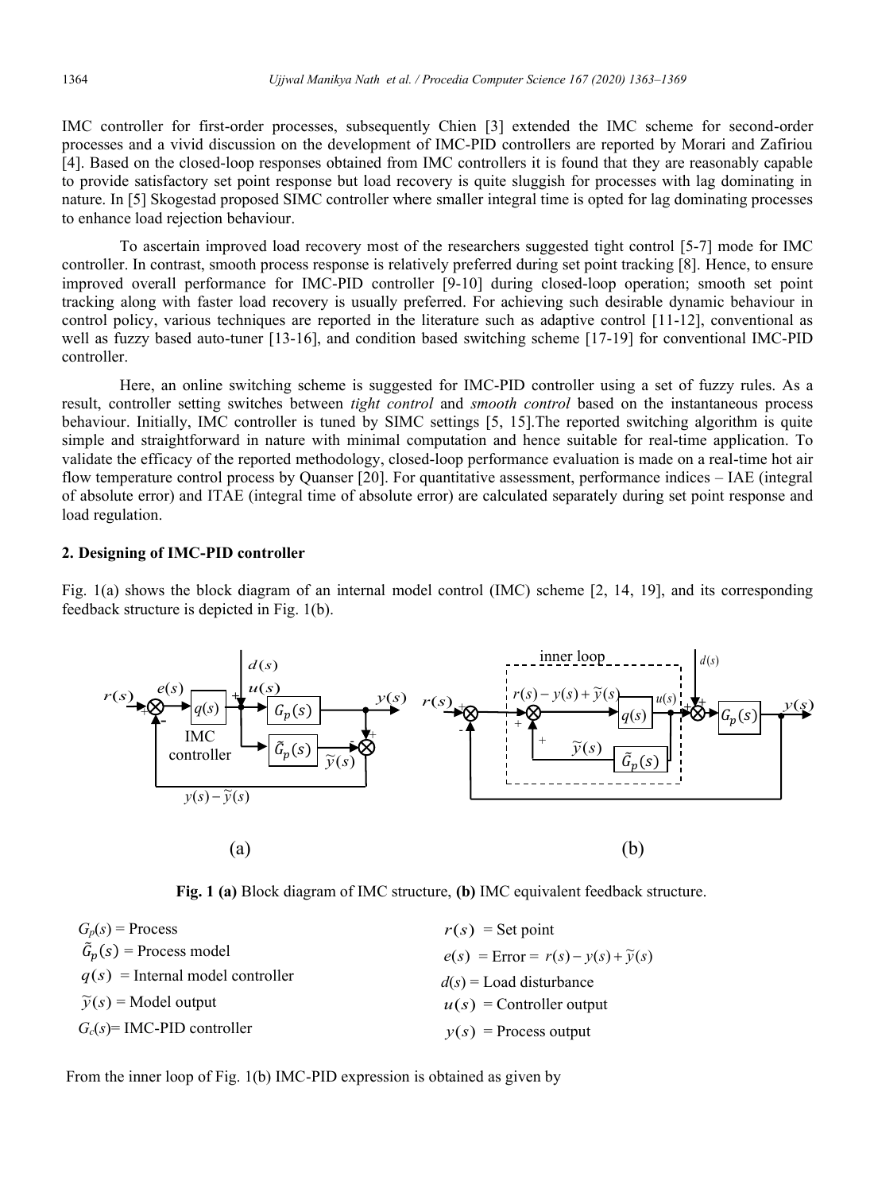IMC controller for first-order processes, subsequently Chien [3] extended the IMC scheme for second-order processes and a vivid discussion on the development of IMC-PID controllers are reported by Morari and Zafiriou [4]. Based on the closed-loop responses obtained from IMC controllers it is found that they are reasonably capable to provide satisfactory set point response but load recovery is quite sluggish for processes with lag dominating in nature. In [5] Skogestad proposed SIMC controller where smaller integral time is opted for lag dominating processes to enhance load rejection behaviour.

To ascertain improved load recovery most of the researchers suggested tight control [5-7] mode for IMC controller. In contrast, smooth process response is relatively preferred during set point tracking [8]. Hence, to ensure improved overall performance for IMC-PID controller [9-10] during closed-loop operation; smooth set point tracking along with faster load recovery is usually preferred. For achieving such desirable dynamic behaviour in control policy, various techniques are reported in the literature such as adaptive control [11-12], conventional as well as fuzzy based auto-tuner [13-16], and condition based switching scheme [17-19] for conventional IMC-PID controller.

Here, an online switching scheme is suggested for IMC-PID controller using a set of fuzzy rules. As a result, controller setting switches between *tight control* and *smooth control* based on the instantaneous process behaviour. Initially, IMC controller is tuned by SIMC settings [5, 15].The reported switching algorithm is quite simple and straightforward in nature with minimal computation and hence suitable for real-time application. To validate the efficacy of the reported methodology, closed-loop performance evaluation is made on a real-time hot air flow temperature control process by Quanser [20]. For quantitative assessment, performance indices – IAE (integral of absolute error) and ITAE (integral time of absolute error) are calculated separately during set point response and load regulation.

## 2. Designing of IMC-PID controller

Fig. 1(a) shows the block diagram of an internal model control (IMC) scheme [2, 14, 19], and its corresponding feedback structure is depicted in Fig. 1(b).

(a)

(b)

**Fig. 1 (a)** Block diagram of IMC structure, **(b)** IMC equivalent feedback structure.

$G_p(s)$ = Process

$\tilde{G}_p(s)$ = Process model

$q(s)$ = Internal model controller

$\tilde{y}(s)$ = Model output

$G_c(s)$= IMC-PID controller

$r(s)$ = Set point

$e(s)$ = Error = $r(s) - y(s) + \tilde{y}(s)$

$d(s)$ = Load disturbance

$u(s)$ = Controller output

$y(s)$ = Process output

From the inner loop of Fig. 1(b) IMC-PID expression is obtained as given by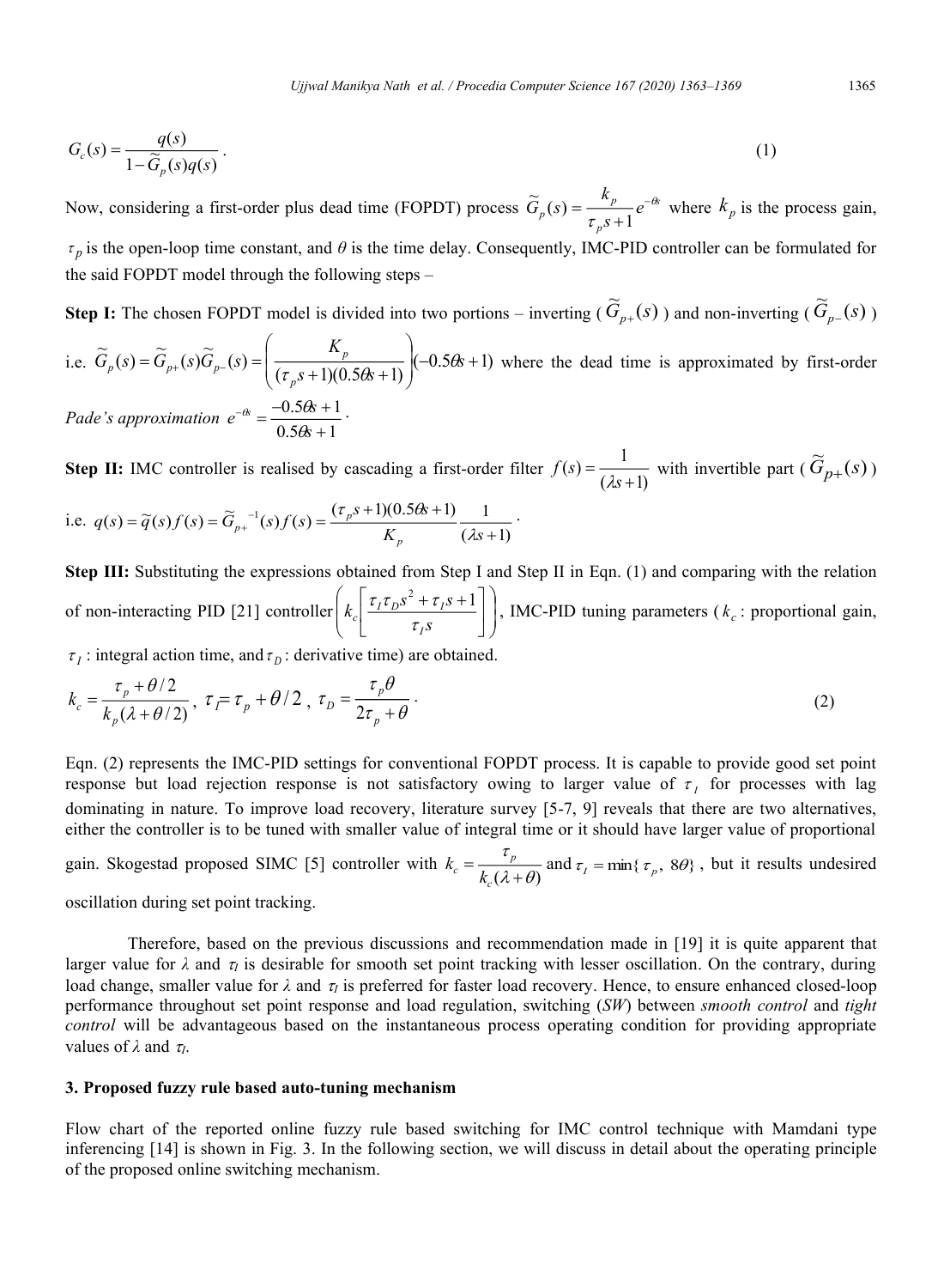$$G_c(s) = \frac{q(s)}{1 - \widetilde{G}_p(s) q(s)} \, . \tag{1}$$

Now, considering a first-order plus dead time (FOPDT) process $\widetilde{G}_p(s) = \frac{k_p}{\tau_p s + 1} e^{-\theta s}$ where $k_p$ is the process gain, $\tau_p$ is the open-loop time constant, and $\theta$ is the time delay. Consequently, IMC-PID controller can be formulated for the said FOPDT model through the following steps –

**Step I:** The chosen FOPDT model is divided into two portions – inverting ($\widetilde{G}_{p+}(s)$) and non-inverting ($\widetilde{G}_{p-}(s)$) i.e. $\widetilde{G}_p(s) = \widetilde{G}_{p+}(s)\widetilde{G}_{p-}(s) = \left( \frac{K_p}{(\tau_p s + 1)(0.5\theta s + 1)} \right)(-0.5\theta s + 1)$ where the dead time is approximated by first-order *Pade's approximation* $e^{-\theta s} = \frac{-0.5\theta s + 1}{0.5\theta s + 1}$.

**Step II:** IMC controller is realised by cascading a first-order filter $f(s) = \frac{1}{(\lambda s + 1)}$ with invertible part ($\widetilde{G}_{p+}(s)$) i.e. $q(s) = \widetilde{q}(s) f(s) = \widetilde{G}_{p+}^{-1}(s) f(s) = \frac{(\tau_p s + 1)(0.5\theta s + 1)}{K_p} \frac{1}{(\lambda s + 1)}$.

**Step III:** Substituting the expressions obtained from Step I and Step II in Eqn. (1) and comparing with the relation of non-interacting PID [21] controller $\left( k_c \left[ \frac{\tau_I \tau_D s^2 + \tau_I s + 1}{\tau_I s} \right] \right)$, IMC-PID tuning parameters ($k_c$ : proportional gain, $\tau_I$ : integral action time, and $\tau_D$ : derivative time) are obtained.

$$k_c = \frac{\tau_p + \theta/2}{k_p(\lambda + \theta/2)} \, , \; \tau_I = \tau_p + \theta/2 \, , \; \tau_D = \frac{\tau_p \theta}{2\tau_p + \theta} \, . \tag{2}$$

Eqn. (2) represents the IMC-PID settings for conventional FOPDT process. It is capable to provide good set point response but load rejection response is not satisfactory owing to larger value of $\tau_I$ for processes with lag dominating in nature. To improve load recovery, literature survey [5-7, 9] reveals that there are two alternatives, either the controller is to be tuned with smaller value of integral time or it should have larger value of proportional gain. Skogestad proposed SIMC [5] controller with $k_c = \frac{\tau_p}{k_c(\lambda + \theta)}$ and $\tau_I = \min\{\tau_p, \, 8\theta\}$, but it results undesired oscillation during set point tracking.

Therefore, based on the previous discussions and recommendation made in [19] it is quite apparent that larger value for $\lambda$ and $\tau_I$ is desirable for smooth set point tracking with lesser oscillation. On the contrary, during load change, smaller value for $\lambda$ and $\tau_I$ is preferred for faster load recovery. Hence, to ensure enhanced closed-loop performance throughout set point response and load regulation, switching (*SW*) between *smooth control* and *tight control* will be advantageous based on the instantaneous process operating condition for providing appropriate values of $\lambda$ and $\tau_I$.

## 3. Proposed fuzzy rule based auto-tuning mechanism

Flow chart of the reported online fuzzy rule based switching for IMC control technique with Mamdani type inferencing [14] is shown in Fig. 3. In the following section, we will discuss in detail about the operating principle of the proposed online switching mechanism.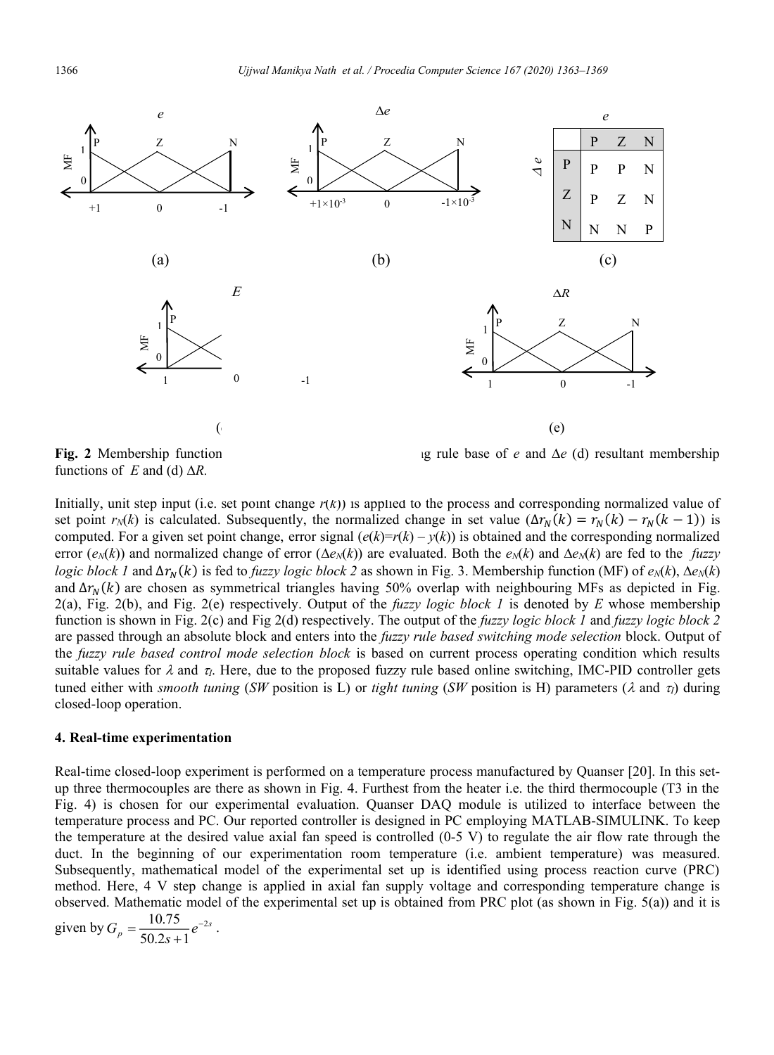| | P | Z | N |
|---|---|---|---|
| **P** | P | P | N |
| **Z** | P | Z | N |
| **N** | N | N | P |

**Fig. 2** Membership function ... g rule base of $e$ and $\Delta e$ (d) resultant membership functions of $E$ and (d) $\Delta R$.

Initially, unit step input (i.e. set point change $r(k)$) is applied to the process and corresponding normalized value of set point $r_N(k)$ is calculated. Subsequently, the normalized change in set value ($\Delta r_N(k) = r_N(k) - r_N(k-1)$) is computed. For a given set point change, error signal ($e(k)=r(k) - y(k)$) is obtained and the corresponding normalized error ($e_N(k)$) and normalized change of error ($\Delta e_N(k)$) are evaluated. Both the $e_N(k)$ and $\Delta e_N(k)$ are fed to the *fuzzy logic block 1* and $\Delta r_N(k)$ is fed to *fuzzy logic block 2* as shown in Fig. 3. Membership function (MF) of $e_N(k)$, $\Delta e_N(k)$ and $\Delta r_N(k)$ are chosen as symmetrical triangles having 50% overlap with neighbouring MFs as depicted in Fig. 2(a), Fig. 2(b), and Fig. 2(e) respectively. Output of the *fuzzy logic block 1* is denoted by $E$ whose membership function is shown in Fig. 2(c) and Fig 2(d) respectively. The output of the *fuzzy logic block 1* and *fuzzy logic block 2* are passed through an absolute block and enters into the *fuzzy rule based switching mode selection* block. Output of the *fuzzy rule based control mode selection block* is based on current process operating condition which results suitable values for $\lambda$ and $\tau_I$. Here, due to the proposed fuzzy rule based online switching, IMC-PID controller gets tuned either with *smooth tuning* (*SW* position is L) or *tight tuning* (*SW* position is H) parameters ($\lambda$ and $\tau_I$) during closed-loop operation.

### 4. Real-time experimentation

Real-time closed-loop experiment is performed on a temperature process manufactured by Quanser [20]. In this set-up three thermocouples are there as shown in Fig. 4. Furthest from the heater i.e. the third thermocouple (T3 in the Fig. 4) is chosen for our experimental evaluation. Quanser DAQ module is utilized to interface between the temperature process and PC. Our reported controller is designed in PC employing MATLAB-SIMULINK. To keep the temperature at the desired value axial fan speed is controlled (0-5 V) to regulate the air flow rate through the duct. In the beginning of our experimentation room temperature (i.e. ambient temperature) was measured. Subsequently, mathematical model of the experimental set up is identified using process reaction curve (PRC) method. Here, 4 V step change is applied in axial fan supply voltage and corresponding temperature change is observed. Mathematic model of the experimental set up is obtained from PRC plot (as shown in Fig. 5(a)) and it is given by $G_p = \dfrac{10.75}{50.2s+1} e^{-2s}$.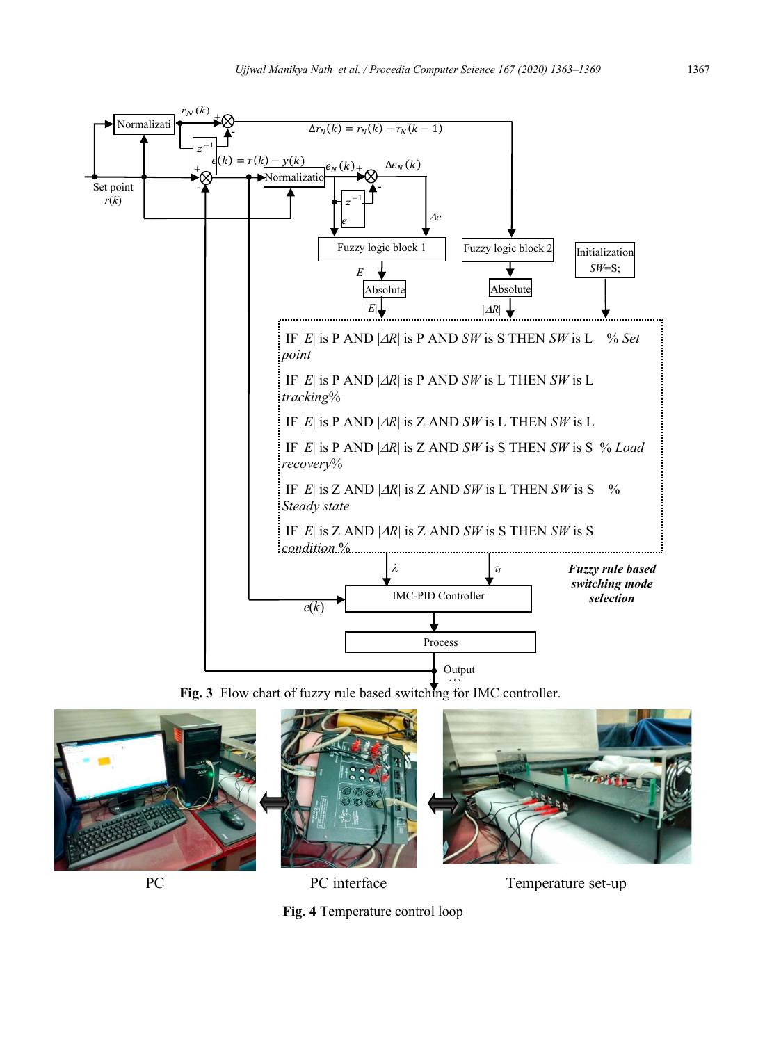IF $|E|$ is P AND $|\Delta R|$ is P AND *SW* is S THEN *SW* is L % *Set point*

IF $|E|$ is P AND $|\Delta R|$ is P AND *SW* is L THEN *SW* is L *tracking*%

IF $|E|$ is P AND $|\Delta R|$ is Z AND *SW* is L THEN *SW* is L

IF $|E|$ is P AND $|\Delta R|$ is Z AND *SW* is S THEN *SW* is S % *Load recovery*%

IF $|E|$ is Z AND $|\Delta R|$ is Z AND *SW* is L THEN *SW* is S % *Steady state*

IF $|E|$ is Z AND $|\Delta R|$ is Z AND *SW* is S THEN *SW* is S *condition* %

**Fig. 3** Flow chart of fuzzy rule based switching for IMC controller.

**Fig. 4** Temperature control loop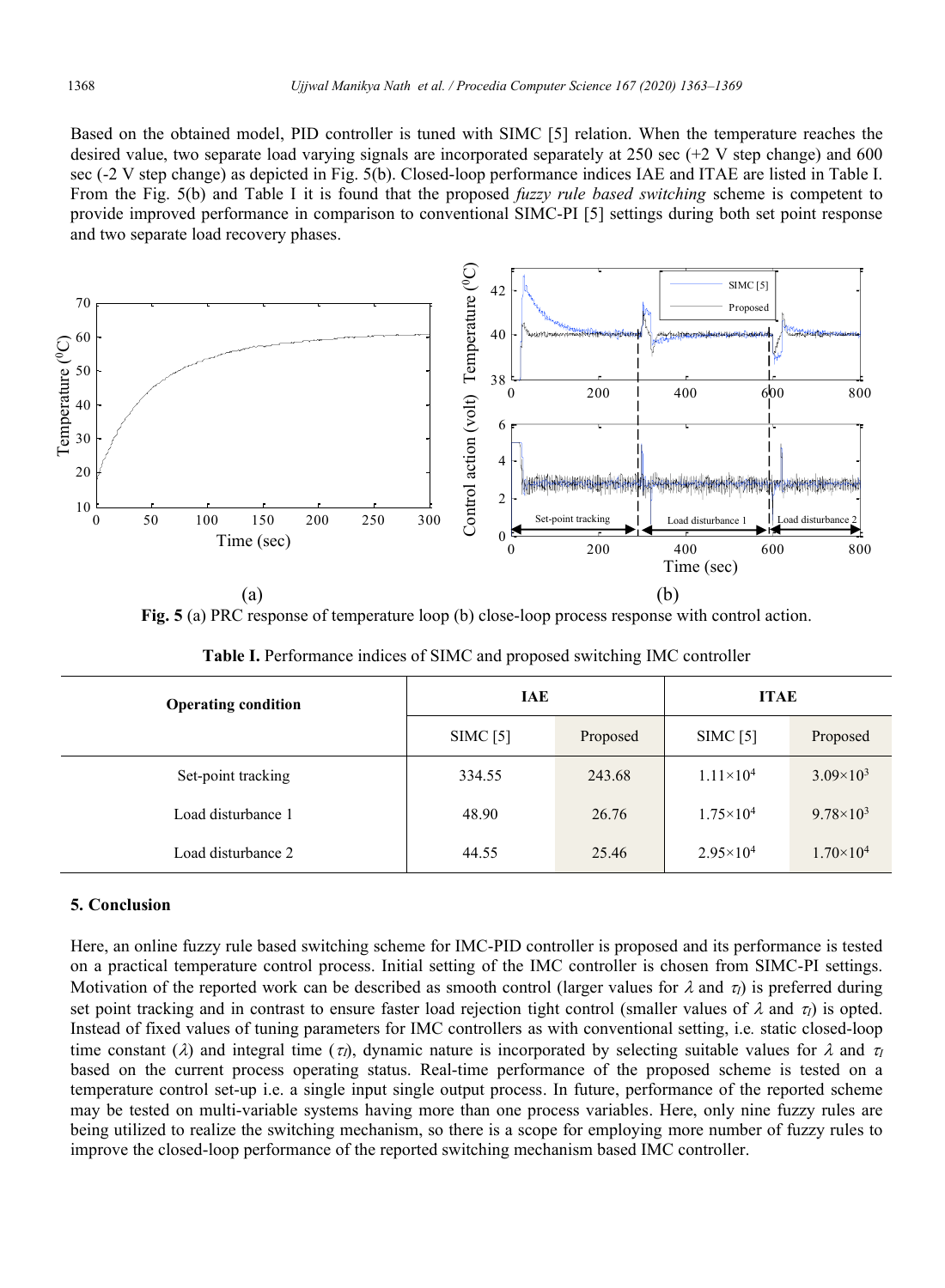Based on the obtained model, PID controller is tuned with SIMC [5] relation. When the temperature reaches the desired value, two separate load varying signals are incorporated separately at 250 sec (+2 V step change) and 600 sec (-2 V step change) as depicted in Fig. 5(b). Closed-loop performance indices IAE and ITAE are listed in Table I. From the Fig. 5(b) and Table I it is found that the proposed *fuzzy rule based switching* scheme is competent to provide improved performance in comparison to conventional SIMC-PI [5] settings during both set point response and two separate load recovery phases.

**Fig. 5** (a) PRC response of temperature loop (b) close-loop process response with control action.

**Table I.** Performance indices of SIMC and proposed switching IMC controller

| Operating condition | IAE | | ITAE | |
|---|---|---|---|---|
| | SIMC [5] | Proposed | SIMC [5] | Proposed |
| Set-point tracking | 334.55 | 243.68 | $1.11\times10^4$ | $3.09\times10^3$ |
| Load disturbance 1 | 48.90 | 26.76 | $1.75\times10^4$ | $9.78\times10^3$ |
| Load disturbance 2 | 44.55 | 25.46 | $2.95\times10^4$ | $1.70\times10^4$ |

## 5. Conclusion

Here, an online fuzzy rule based switching scheme for IMC-PID controller is proposed and its performance is tested on a practical temperature control process. Initial setting of the IMC controller is chosen from SIMC-PI settings. Motivation of the reported work can be described as smooth control (larger values for $\lambda$ and $\tau_I$) is preferred during set point tracking and in contrast to ensure faster load rejection tight control (smaller values of $\lambda$ and $\tau_I$) is opted. Instead of fixed values of tuning parameters for IMC controllers as with conventional setting, i.e. static closed-loop time constant ($\lambda$) and integral time ($\tau_I$), dynamic nature is incorporated by selecting suitable values for $\lambda$ and $\tau_I$ based on the current process operating status. Real-time performance of the proposed scheme is tested on a temperature control set-up i.e. a single input single output process. In future, performance of the reported scheme may be tested on multi-variable systems having more than one process variables. Here, only nine fuzzy rules are being utilized to realize the switching mechanism, so there is a scope for employing more number of fuzzy rules to improve the closed-loop performance of the reported switching mechanism based IMC controller.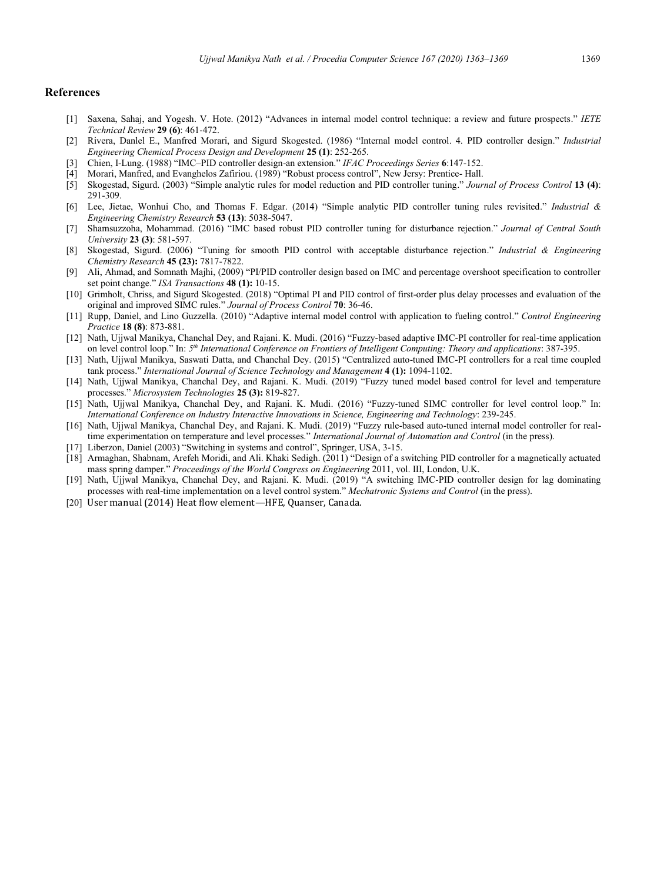## References

[1] Saxena, Sahaj, and Yogesh. V. Hote. (2012) "Advances in internal model control technique: a review and future prospects." *IETE Technical Review* **29 (6)**: 461-472.

[2] Rivera, Danlel E., Manfred Morari, and Sigurd Skogested. (1986) "Internal model control. 4. PID controller design." *Industrial Engineering Chemical Process Design and Development* **25 (1)**: 252-265.

[3] Chien, I-Lung. (1988) "IMC–PID controller design-an extension." *IFAC Proceedings Series* **6**:147-152.

[4] Morari, Manfred, and Evanghelos Zafiriou. (1989) "Robust process control", New Jersy: Prentice- Hall.

[5] Skogestad, Sigurd. (2003) "Simple analytic rules for model reduction and PID controller tuning." *Journal of Process Control* **13 (4)**: 291-309.

[6] Lee, Jietae, Wonhui Cho, and Thomas F. Edgar. (2014) "Simple analytic PID controller tuning rules revisited." *Industrial & Engineering Chemistry Research* **53 (13)**: 5038-5047.

[7] Shamsuzzoha, Mohammad. (2016) "IMC based robust PID controller tuning for disturbance rejection." *Journal of Central South University* **23 (3)**: 581-597.

[8] Skogestad, Sigurd. (2006) "Tuning for smooth PID control with acceptable disturbance rejection." *Industrial & Engineering Chemistry Research* **45 (23):** 7817-7822.

[9] Ali, Ahmad, and Somnath Majhi, (2009) "PI/PID controller design based on IMC and percentage overshoot specification to controller set point change." *ISA Transactions* **48 (1):** 10-15.

[10] Grimholt, Chriss, and Sigurd Skogested. (2018) "Optimal PI and PID control of first-order plus delay processes and evaluation of the original and improved SIMC rules." *Journal of Process Control* **70**: 36-46.

[11] Rupp, Daniel, and Lino Guzzella. (2010) "Adaptive internal model control with application to fueling control." *Control Engineering Practice* **18 (8)**: 873-881.

[12] Nath, Ujjwal Manikya, Chanchal Dey, and Rajani. K. Mudi. (2016) "Fuzzy-based adaptive IMC-PI controller for real-time application on level control loop." In: *5th International Conference on Frontiers of Intelligent Computing: Theory and applications*: 387-395.

[13] Nath, Ujjwal Manikya, Saswati Datta, and Chanchal Dey. (2015) "Centralized auto-tuned IMC-PI controllers for a real time coupled tank process." *International Journal of Science Technology and Management* **4 (1):** 1094-1102.

[14] Nath, Ujjwal Manikya, Chanchal Dey, and Rajani. K. Mudi. (2019) "Fuzzy tuned model based control for level and temperature processes." *Microsystem Technologies* **25 (3):** 819-827.

[15] Nath, Ujjwal Manikya, Chanchal Dey, and Rajani. K. Mudi. (2016) "Fuzzy-tuned SIMC controller for level control loop." In: *International Conference on Industry Interactive Innovations in Science, Engineering and Technology*: 239-245.

[16] Nath, Ujjwal Manikya, Chanchal Dey, and Rajani. K. Mudi. (2019) "Fuzzy rule-based auto-tuned internal model controller for real-time experimentation on temperature and level processes." *International Journal of Automation and Control* (in the press).

[17] Liberzon, Daniel (2003) "Switching in systems and control", Springer, USA, 3-15.

[18] Armaghan, Shabnam, Arefeh Moridi, and Ali. Khaki Sedigh. (2011) "Design of a switching PID controller for a magnetically actuated mass spring damper." *Proceedings of the World Congress on Engineering* 2011, vol. III, London, U.K.

[19] Nath, Ujjwal Manikya, Chanchal Dey, and Rajani. K. Mudi. (2019) "A switching IMC-PID controller design for lag dominating processes with real-time implementation on a level control system." *Mechatronic Systems and Control* (in the press).

[20] User manual (2014) Heat flow element—HFE, Quanser, Canada.